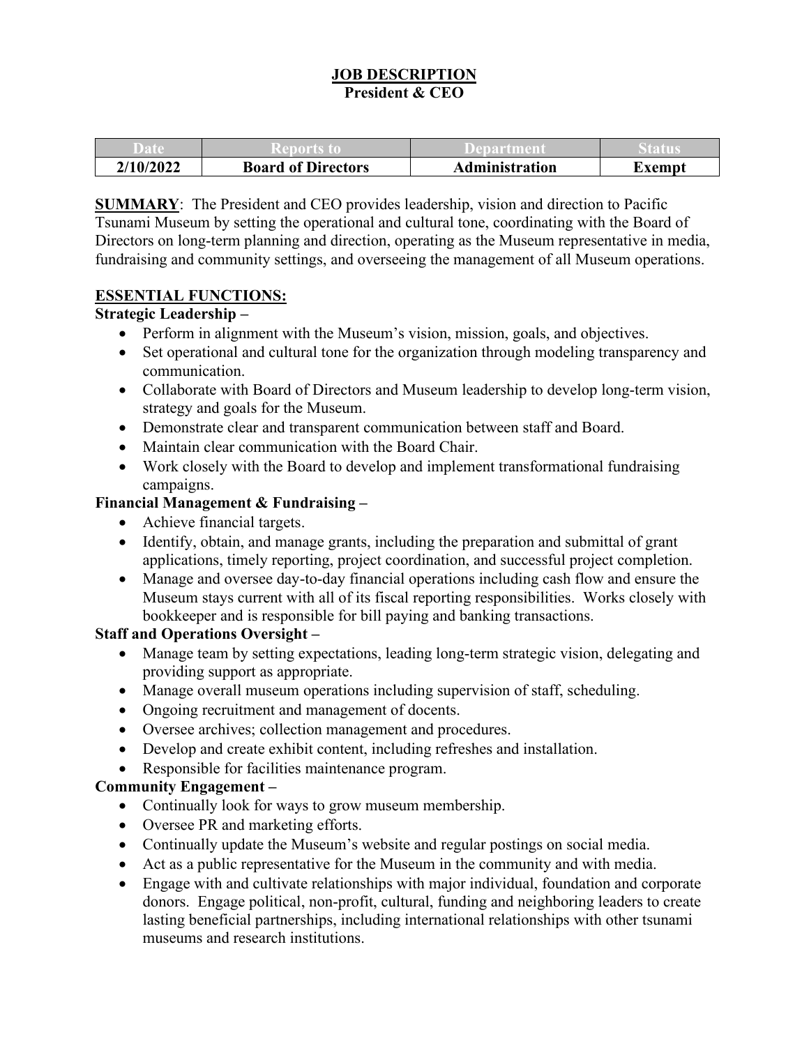# JOB DESCRIPTION
## President & CEO

| Date | Reports to | Department | Status |
|---|---|---|---|
| 2/10/2022 | Board of Directors | Administration | Exempt |

**SUMMARY**: The President and CEO provides leadership, vision and direction to Pacific Tsunami Museum by setting the operational and cultural tone, coordinating with the Board of Directors on long-term planning and direction, operating as the Museum representative in media, fundraising and community settings, and overseeing the management of all Museum operations.

**ESSENTIAL FUNCTIONS:**

**Strategic Leadership –**

- Perform in alignment with the Museum's vision, mission, goals, and objectives.
- Set operational and cultural tone for the organization through modeling transparency and communication.
- Collaborate with Board of Directors and Museum leadership to develop long-term vision, strategy and goals for the Museum.
- Demonstrate clear and transparent communication between staff and Board.
- Maintain clear communication with the Board Chair.
- Work closely with the Board to develop and implement transformational fundraising campaigns.

**Financial Management & Fundraising –**

- Achieve financial targets.
- Identify, obtain, and manage grants, including the preparation and submittal of grant applications, timely reporting, project coordination, and successful project completion.
- Manage and oversee day-to-day financial operations including cash flow and ensure the Museum stays current with all of its fiscal reporting responsibilities. Works closely with bookkeeper and is responsible for bill paying and banking transactions.

**Staff and Operations Oversight –**

- Manage team by setting expectations, leading long-term strategic vision, delegating and providing support as appropriate.
- Manage overall museum operations including supervision of staff, scheduling.
- Ongoing recruitment and management of docents.
- Oversee archives; collection management and procedures.
- Develop and create exhibit content, including refreshes and installation.
- Responsible for facilities maintenance program.

**Community Engagement –**

- Continually look for ways to grow museum membership.
- Oversee PR and marketing efforts.
- Continually update the Museum's website and regular postings on social media.
- Act as a public representative for the Museum in the community and with media.
- Engage with and cultivate relationships with major individual, foundation and corporate donors. Engage political, non-profit, cultural, funding and neighboring leaders to create lasting beneficial partnerships, including international relationships with other tsunami museums and research institutions.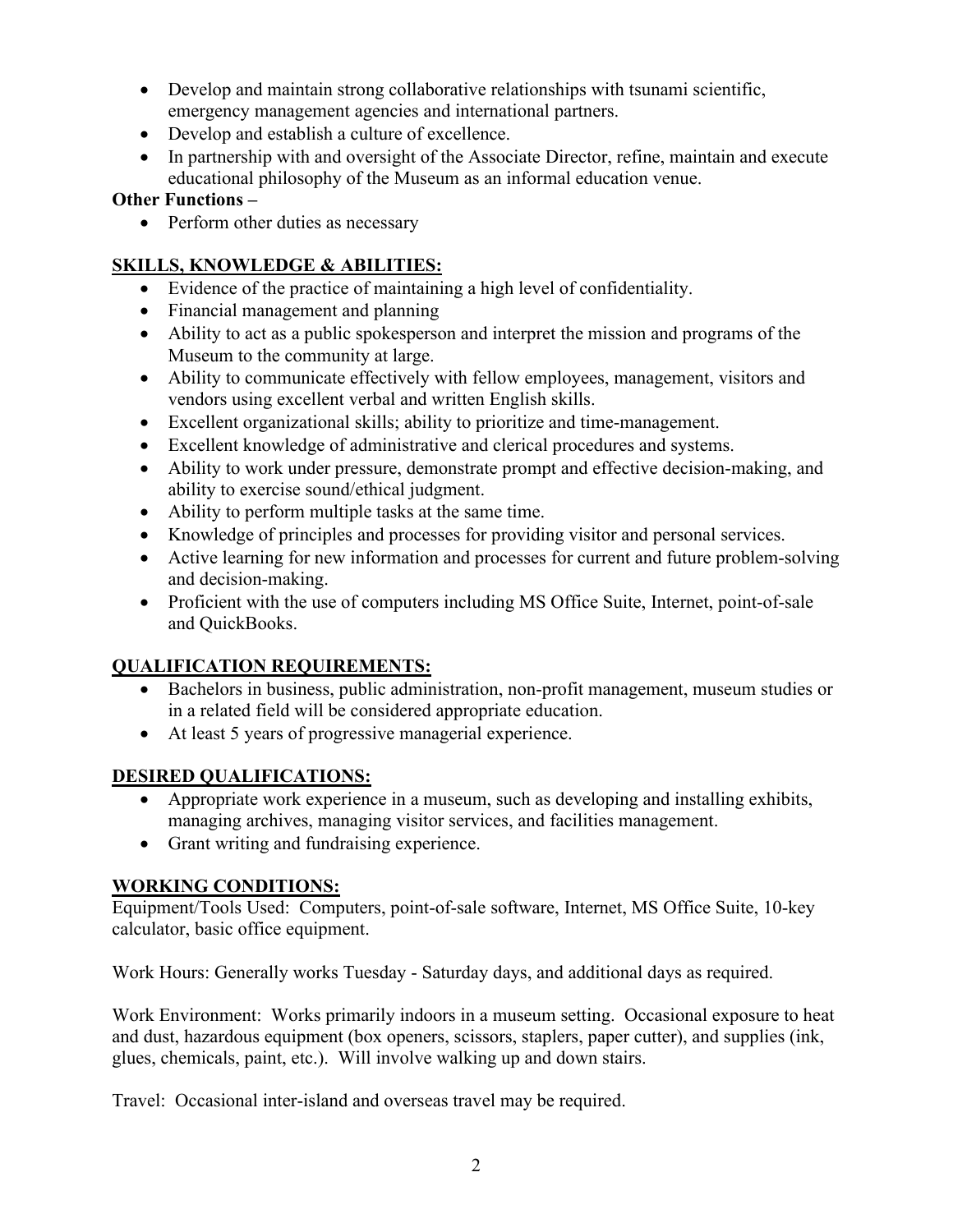- Develop and maintain strong collaborative relationships with tsunami scientific, emergency management agencies and international partners.
- Develop and establish a culture of excellence.
- In partnership with and oversight of the Associate Director, refine, maintain and execute educational philosophy of the Museum as an informal education venue.

**Other Functions –**

- Perform other duties as necessary

## SKILLS, KNOWLEDGE & ABILITIES:

- Evidence of the practice of maintaining a high level of confidentiality.
- Financial management and planning
- Ability to act as a public spokesperson and interpret the mission and programs of the Museum to the community at large.
- Ability to communicate effectively with fellow employees, management, visitors and vendors using excellent verbal and written English skills.
- Excellent organizational skills; ability to prioritize and time-management.
- Excellent knowledge of administrative and clerical procedures and systems.
- Ability to work under pressure, demonstrate prompt and effective decision-making, and ability to exercise sound/ethical judgment.
- Ability to perform multiple tasks at the same time.
- Knowledge of principles and processes for providing visitor and personal services.
- Active learning for new information and processes for current and future problem-solving and decision-making.
- Proficient with the use of computers including MS Office Suite, Internet, point-of-sale and QuickBooks.

## QUALIFICATION REQUIREMENTS:

- Bachelors in business, public administration, non-profit management, museum studies or in a related field will be considered appropriate education.
- At least 5 years of progressive managerial experience.

## DESIRED QUALIFICATIONS:

- Appropriate work experience in a museum, such as developing and installing exhibits, managing archives, managing visitor services, and facilities management.
- Grant writing and fundraising experience.

## WORKING CONDITIONS:

Equipment/Tools Used: Computers, point-of-sale software, Internet, MS Office Suite, 10-key calculator, basic office equipment.

Work Hours: Generally works Tuesday - Saturday days, and additional days as required.

Work Environment: Works primarily indoors in a museum setting. Occasional exposure to heat and dust, hazardous equipment (box openers, scissors, staplers, paper cutter), and supplies (ink, glues, chemicals, paint, etc.). Will involve walking up and down stairs.

Travel: Occasional inter-island and overseas travel may be required.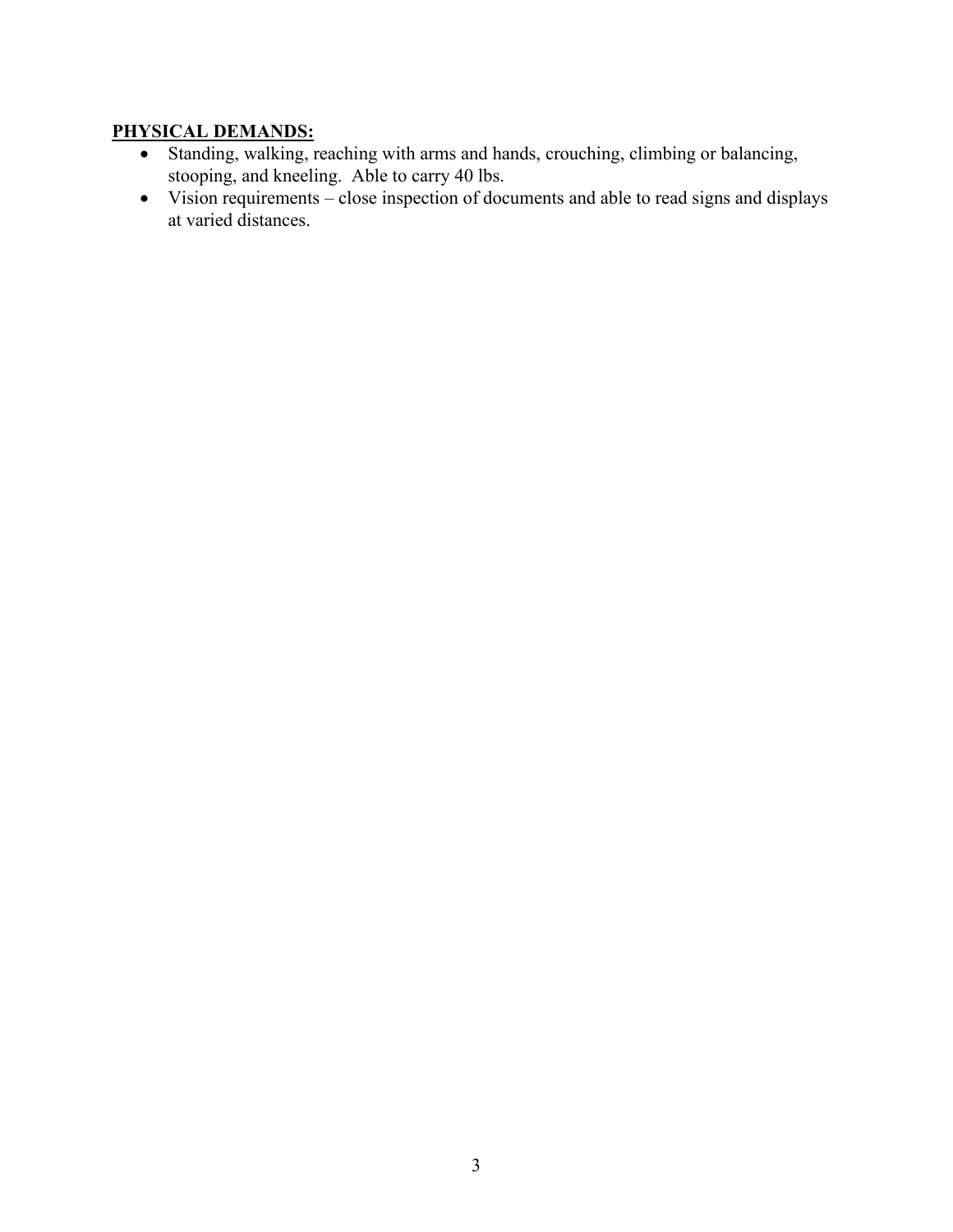**PHYSICAL DEMANDS:**

- Standing, walking, reaching with arms and hands, crouching, climbing or balancing, stooping, and kneeling. Able to carry 40 lbs.
- Vision requirements – close inspection of documents and able to read signs and displays at varied distances.